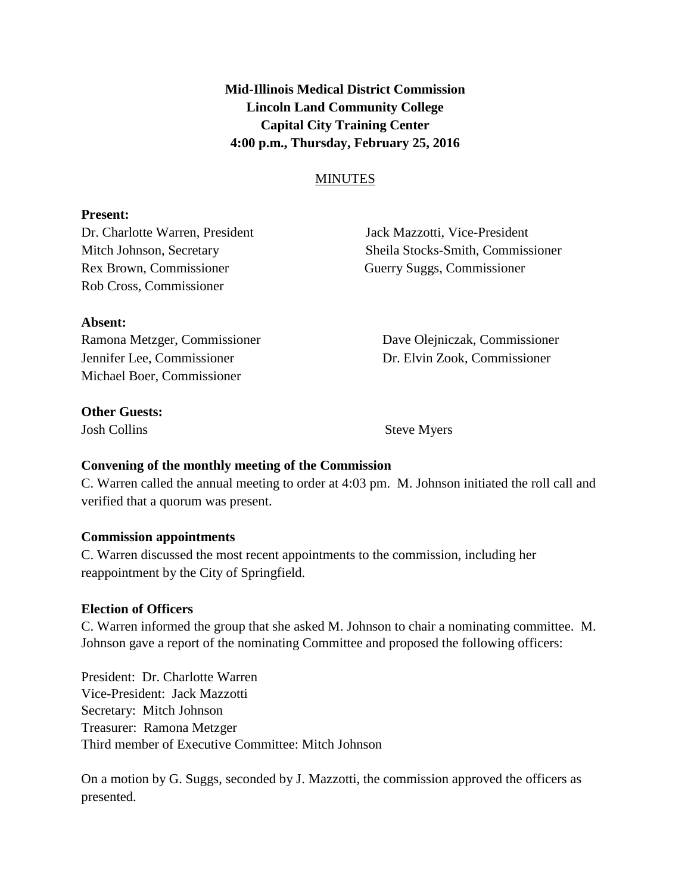**Mid-Illinois Medical District Commission**
**Lincoln Land Community College**
**Capital City Training Center**
**4:00 p.m., Thursday, February 25, 2016**

MINUTES

**Present:**

Dr. Charlotte Warren, President
Jack Mazzotti, Vice-President
Mitch Johnson, Secretary
Sheila Stocks-Smith, Commissioner
Rex Brown, Commissioner
Guerry Suggs, Commissioner
Rob Cross, Commissioner

**Absent:**

Ramona Metzger, Commissioner
Dave Olejniczak, Commissioner
Jennifer Lee, Commissioner
Dr. Elvin Zook, Commissioner
Michael Boer, Commissioner

**Other Guests:**

Josh Collins
Steve Myers

**Convening of the monthly meeting of the Commission**

C. Warren called the annual meeting to order at 4:03 pm. M. Johnson initiated the roll call and verified that a quorum was present.

**Commission appointments**

C. Warren discussed the most recent appointments to the commission, including her reappointment by the City of Springfield.

**Election of Officers**

C. Warren informed the group that she asked M. Johnson to chair a nominating committee. M. Johnson gave a report of the nominating Committee and proposed the following officers:

President: Dr. Charlotte Warren
Vice-President: Jack Mazzotti
Secretary: Mitch Johnson
Treasurer: Ramona Metzger
Third member of Executive Committee: Mitch Johnson

On a motion by G. Suggs, seconded by J. Mazzotti, the commission approved the officers as presented.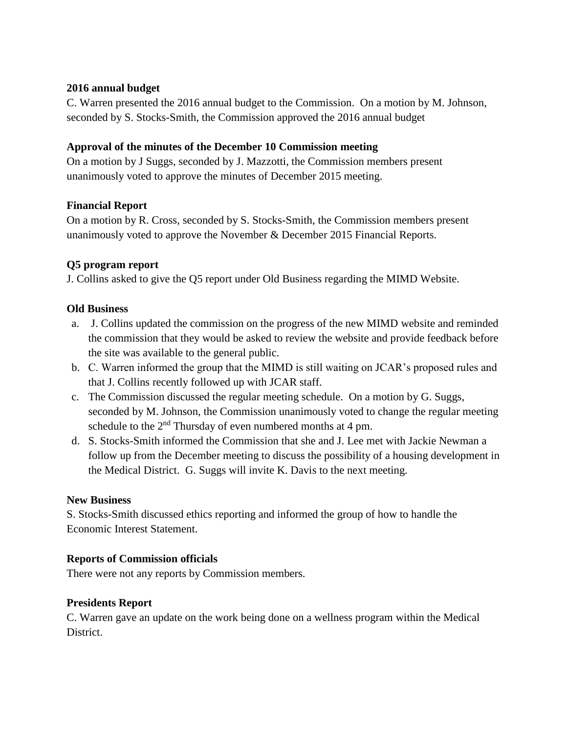**2016 annual budget**

C. Warren presented the 2016 annual budget to the Commission. On a motion by M. Johnson, seconded by S. Stocks-Smith, the Commission approved the 2016 annual budget

**Approval of the minutes of the December 10 Commission meeting**

On a motion by J Suggs, seconded by J. Mazzotti, the Commission members present unanimously voted to approve the minutes of December 2015 meeting.

**Financial Report**

On a motion by R. Cross, seconded by S. Stocks-Smith, the Commission members present unanimously voted to approve the November & December 2015 Financial Reports.

**Q5 program report**

J. Collins asked to give the Q5 report under Old Business regarding the MIMD Website.

**Old Business**

a. J. Collins updated the commission on the progress of the new MIMD website and reminded the commission that they would be asked to review the website and provide feedback before the site was available to the general public.
b. C. Warren informed the group that the MIMD is still waiting on JCAR's proposed rules and that J. Collins recently followed up with JCAR staff.
c. The Commission discussed the regular meeting schedule. On a motion by G. Suggs, seconded by M. Johnson, the Commission unanimously voted to change the regular meeting schedule to the 2nd Thursday of even numbered months at 4 pm.
d. S. Stocks-Smith informed the Commission that she and J. Lee met with Jackie Newman a follow up from the December meeting to discuss the possibility of a housing development in the Medical District. G. Suggs will invite K. Davis to the next meeting.

**New Business**

S. Stocks-Smith discussed ethics reporting and informed the group of how to handle the Economic Interest Statement.

**Reports of Commission officials**

There were not any reports by Commission members.

**Presidents Report**

C. Warren gave an update on the work being done on a wellness program within the Medical District.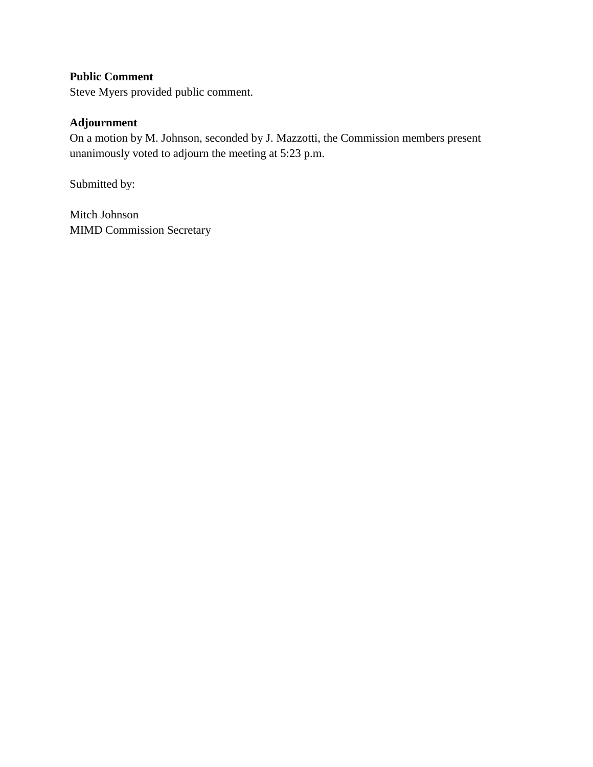**Public Comment**
Steve Myers provided public comment.

**Adjournment**
On a motion by M. Johnson, seconded by J. Mazzotti, the Commission members present unanimously voted to adjourn the meeting at 5:23 p.m.

Submitted by:

Mitch Johnson
MIMD Commission Secretary